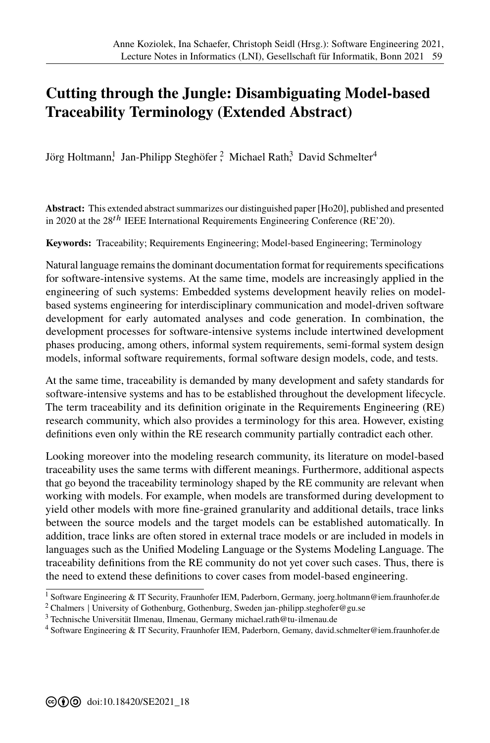# Cutting through the Jungle: Disambiguating Model-based Traceability Terminology (Extended Abstract)

Jörg Holtmann[1], Jan-Philipp Steghöfer[2], Michael Rath[3], David Schmelter[4]

**Abstract:** This extended abstract summarizes our distinguished paper [Ho20], published and presented in 2020 at the $28^{th}$ IEEE International Requirements Engineering Conference (RE'20).

**Keywords:** Traceability; Requirements Engineering; Model-based Engineering; Terminology

Natural language remains the dominant documentation format for requirements specifications for software-intensive systems. At the same time, models are increasingly applied in the engineering of such systems: Embedded systems development heavily relies on model-based systems engineering for interdisciplinary communication and model-driven software development for early automated analyses and code generation. In combination, the development processes for software-intensive systems include intertwined development phases producing, among others, informal system requirements, semi-formal system design models, informal software requirements, formal software design models, code, and tests.

At the same time, traceability is demanded by many development and safety standards for software-intensive systems and has to be established throughout the development lifecycle. The term traceability and its definition originate in the Requirements Engineering (RE) research community, which also provides a terminology for this area. However, existing definitions even only within the RE research community partially contradict each other.

Looking moreover into the modeling research community, its literature on model-based traceability uses the same terms with different meanings. Furthermore, additional aspects that go beyond the traceability terminology shaped by the RE community are relevant when working with models. For example, when models are transformed during development to yield other models with more fine-grained granularity and additional details, trace links between the source models and the target models can be established automatically. In addition, trace links are often stored in external trace models or are included in models in languages such as the Unified Modeling Language or the Systems Modeling Language. The traceability definitions from the RE community do not yet cover such cases. Thus, there is the need to extend these definitions to cover cases from model-based engineering.

[1] Software Engineering & IT Security, Fraunhofer IEM, Paderborn, Germany, joerg.holtmann@iem.fraunhofer.de

[2] Chalmers | University of Gothenburg, Gothenburg, Sweden jan-philipp.steghofer@gu.se

[3] Technische Universität Ilmenau, Ilmenau, Germany michael.rath@tu-ilmenau.de

[4] Software Engineering & IT Security, Fraunhofer IEM, Paderborn, Gemany, david.schmelter@iem.fraunhofer.de

doi:10.18420/SE2021_18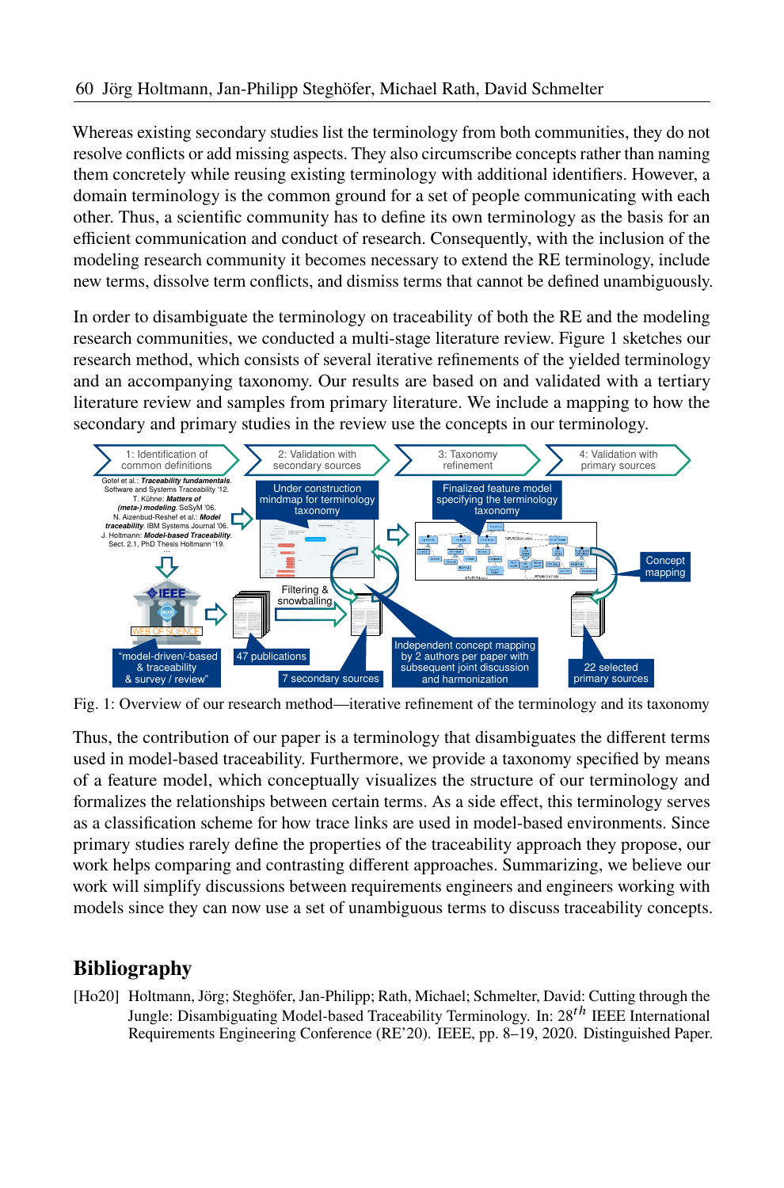Whereas existing secondary studies list the terminology from both communities, they do not resolve conflicts or add missing aspects. They also circumscribe concepts rather than naming them concretely while reusing existing terminology with additional identifiers. However, a domain terminology is the common ground for a set of people communicating with each other. Thus, a scientific community has to define its own terminology as the basis for an efficient communication and conduct of research. Consequently, with the inclusion of the modeling research community it becomes necessary to extend the RE terminology, include new terms, dissolve term conflicts, and dismiss terms that cannot be defined unambiguously.

In order to disambiguate the terminology on traceability of both the RE and the modeling research communities, we conducted a multi-stage literature review. Figure 1 sketches our research method, which consists of several iterative refinements of the yielded terminology and an accompanying taxonomy. Our results are based on and validated with a tertiary literature review and samples from primary literature. We include a mapping to how the secondary and primary studies in the review use the concepts in our terminology.

1: Identification of common definitions

2: Validation with secondary sources

3: Taxonomy refinement

4: Validation with primary sources

Gotel et al.: ***Traceability fundamentals***. Software and Systems Traceability '12.
T. Kühne: ***Matters of (meta-) modeling***. SoSyM '06.
N. Aizenbud-Reshef et al.: ***Model traceability***. IBM Systems Journal '06.
J. Holtmann: ***Model-based Traceability***. Sect. 2.1, PhD Thesis Holtmann '19.
...

Under construction mindmap for terminology taxonomy

Finalized feature model specifying the terminology taxonomy

Concept mapping

Filtering & snowballing

"model-driven/-based & traceability & survey / review"

47 publications

7 secondary sources

Independent concept mapping by 2 authors per paper with subsequent joint discussion and harmonization

22 selected primary sources

Fig. 1: Overview of our research method—iterative refinement of the terminology and its taxonomy

Thus, the contribution of our paper is a terminology that disambiguates the different terms used in model-based traceability. Furthermore, we provide a taxonomy specified by means of a feature model, which conceptually visualizes the structure of our terminology and formalizes the relationships between certain terms. As a side effect, this terminology serves as a classification scheme for how trace links are used in model-based environments. Since primary studies rarely define the properties of the traceability approach they propose, our work helps comparing and contrasting different approaches. Summarizing, we believe our work will simplify discussions between requirements engineers and engineers working with models since they can now use a set of unambiguous terms to discuss traceability concepts.

## Bibliography

[Ho20] Holtmann, Jörg; Steghöfer, Jan-Philipp; Rath, Michael; Schmelter, David: Cutting through the Jungle: Disambiguating Model-based Traceability Terminology. In: $28^{th}$ IEEE International Requirements Engineering Conference (RE'20). IEEE, pp. 8–19, 2020. Distinguished Paper.